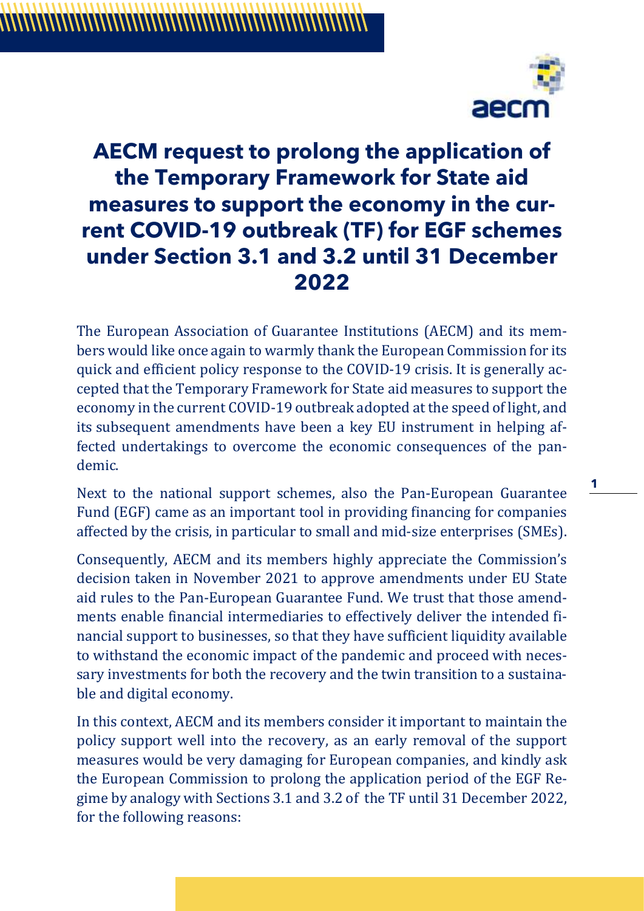# AECM request to prolong the application of the Temporary Framework for State aid measures to support the economy in the current COVID-19 outbreak (TF) for EGF schemes under Section 3.1 and 3.2 until 31 December 2022

The European Association of Guarantee Institutions (AECM) and its members would like once again to warmly thank the European Commission for its quick and efficient policy response to the COVID-19 crisis. It is generally accepted that the Temporary Framework for State aid measures to support the economy in the current COVID-19 outbreak adopted at the speed of light, and its subsequent amendments have been a key EU instrument in helping affected undertakings to overcome the economic consequences of the pandemic.

Next to the national support schemes, also the Pan-European Guarantee Fund (EGF) came as an important tool in providing financing for companies affected by the crisis, in particular to small and mid-size enterprises (SMEs).

Consequently, AECM and its members highly appreciate the Commission's decision taken in November 2021 to approve amendments under EU State aid rules to the Pan-European Guarantee Fund. We trust that those amendments enable financial intermediaries to effectively deliver the intended financial support to businesses, so that they have sufficient liquidity available to withstand the economic impact of the pandemic and proceed with necessary investments for both the recovery and the twin transition to a sustainable and digital economy.

In this context, AECM and its members consider it important to maintain the policy support well into the recovery, as an early removal of the support measures would be very damaging for European companies, and kindly ask the European Commission to prolong the application period of the EGF Regime by analogy with Sections 3.1 and 3.2 of the TF until 31 December 2022, for the following reasons: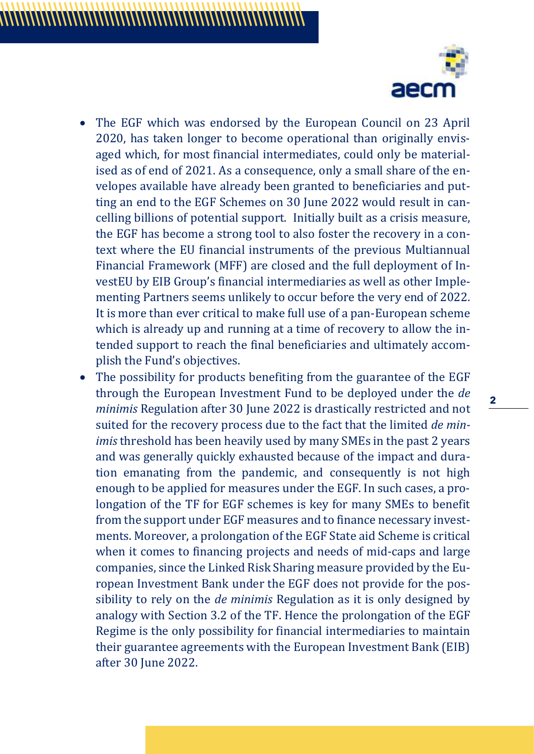- The EGF which was endorsed by the European Council on 23 April 2020, has taken longer to become operational than originally envisaged which, for most financial intermediates, could only be materialised as of end of 2021. As a consequence, only a small share of the envelopes available have already been granted to beneficiaries and putting an end to the EGF Schemes on 30 June 2022 would result in cancelling billions of potential support. Initially built as a crisis measure, the EGF has become a strong tool to also foster the recovery in a context where the EU financial instruments of the previous Multiannual Financial Framework (MFF) are closed and the full deployment of InvestEU by EIB Group's financial intermediaries as well as other Implementing Partners seems unlikely to occur before the very end of 2022. It is more than ever critical to make full use of a pan-European scheme which is already up and running at a time of recovery to allow the intended support to reach the final beneficiaries and ultimately accomplish the Fund's objectives.
- The possibility for products benefiting from the guarantee of the EGF through the European Investment Fund to be deployed under the *de minimis* Regulation after 30 June 2022 is drastically restricted and not suited for the recovery process due to the fact that the limited *de minimis* threshold has been heavily used by many SMEs in the past 2 years and was generally quickly exhausted because of the impact and duration emanating from the pandemic, and consequently is not high enough to be applied for measures under the EGF. In such cases, a prolongation of the TF for EGF schemes is key for many SMEs to benefit from the support under EGF measures and to finance necessary investments. Moreover, a prolongation of the EGF State aid Scheme is critical when it comes to financing projects and needs of mid-caps and large companies, since the Linked Risk Sharing measure provided by the European Investment Bank under the EGF does not provide for the possibility to rely on the *de minimis* Regulation as it is only designed by analogy with Section 3.2 of the TF. Hence the prolongation of the EGF Regime is the only possibility for financial intermediaries to maintain their guarantee agreements with the European Investment Bank (EIB) after 30 June 2022.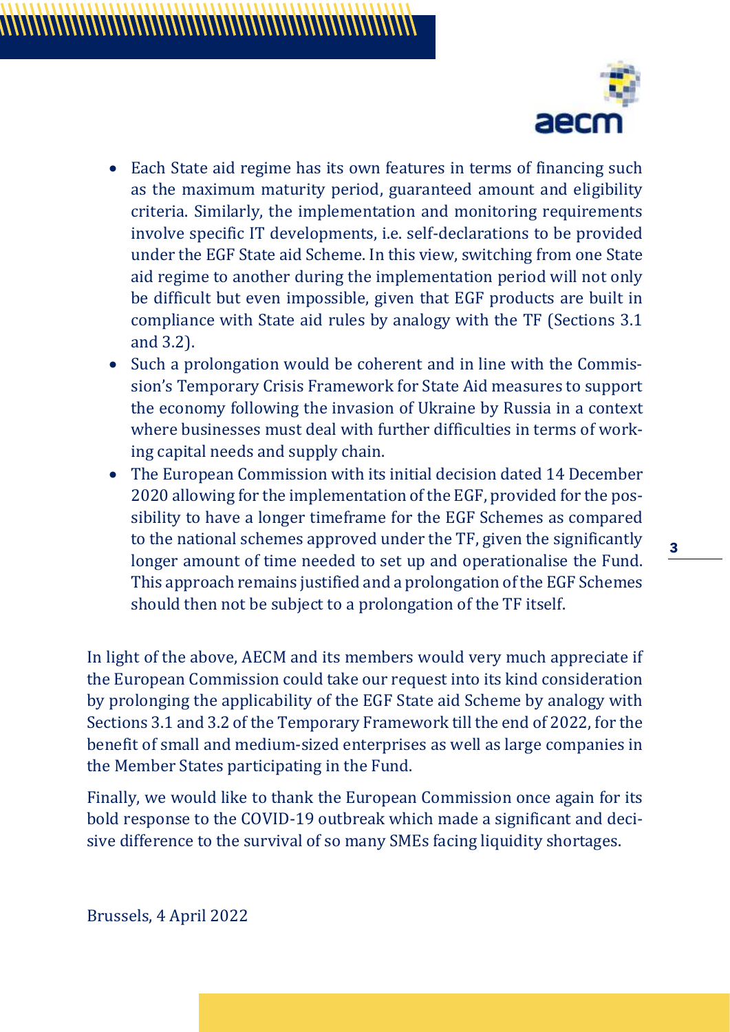- Each State aid regime has its own features in terms of financing such as the maximum maturity period, guaranteed amount and eligibility criteria. Similarly, the implementation and monitoring requirements involve specific IT developments, i.e. self-declarations to be provided under the EGF State aid Scheme. In this view, switching from one State aid regime to another during the implementation period will not only be difficult but even impossible, given that EGF products are built in compliance with State aid rules by analogy with the TF (Sections 3.1 and 3.2).
- Such a prolongation would be coherent and in line with the Commission's Temporary Crisis Framework for State Aid measures to support the economy following the invasion of Ukraine by Russia in a context where businesses must deal with further difficulties in terms of working capital needs and supply chain.
- The European Commission with its initial decision dated 14 December 2020 allowing for the implementation of the EGF, provided for the possibility to have a longer timeframe for the EGF Schemes as compared to the national schemes approved under the TF, given the significantly longer amount of time needed to set up and operationalise the Fund. This approach remains justified and a prolongation of the EGF Schemes should then not be subject to a prolongation of the TF itself.

In light of the above, AECM and its members would very much appreciate if the European Commission could take our request into its kind consideration by prolonging the applicability of the EGF State aid Scheme by analogy with Sections 3.1 and 3.2 of the Temporary Framework till the end of 2022, for the benefit of small and medium-sized enterprises as well as large companies in the Member States participating in the Fund.

Finally, we would like to thank the European Commission once again for its bold response to the COVID-19 outbreak which made a significant and decisive difference to the survival of so many SMEs facing liquidity shortages.

Brussels, 4 April 2022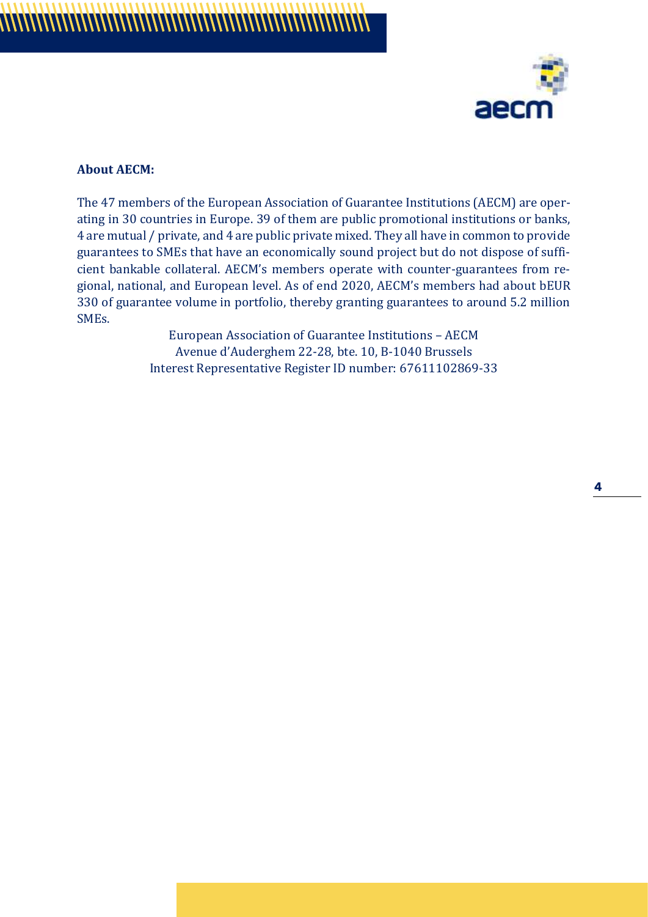**About AECM:**

The 47 members of the European Association of Guarantee Institutions (AECM) are operating in 30 countries in Europe. 39 of them are public promotional institutions or banks, 4 are mutual / private, and 4 are public private mixed. They all have in common to provide guarantees to SMEs that have an economically sound project but do not dispose of sufficient bankable collateral. AECM's members operate with counter-guarantees from regional, national, and European level. As of end 2020, AECM's members had about bEUR 330 of guarantee volume in portfolio, thereby granting guarantees to around 5.2 million SMEs.

European Association of Guarantee Institutions – AECM
Avenue d'Auderghem 22-28, bte. 10, B-1040 Brussels
Interest Representative Register ID number: 67611102869-33